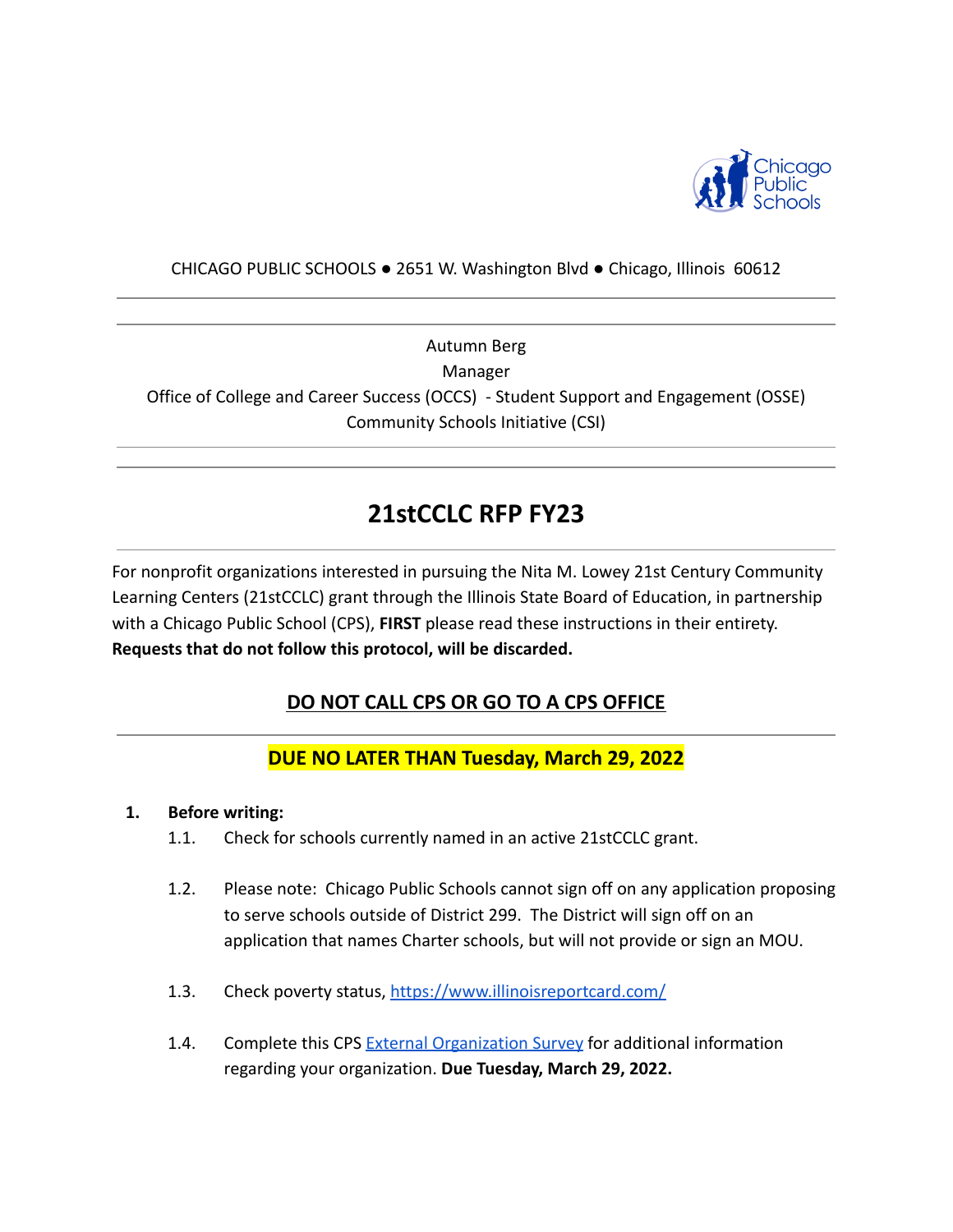CHICAGO PUBLIC SCHOOLS ● 2651 W. Washington Blvd ● Chicago, Illinois 60612

Autumn Berg
Manager
Office of College and Career Success (OCCS) - Student Support and Engagement (OSSE)
Community Schools Initiative (CSI)

# 21stCCLC RFP FY23

For nonprofit organizations interested in pursuing the Nita M. Lowey 21st Century Community Learning Centers (21stCCLC) grant through the Illinois State Board of Education, in partnership with a Chicago Public School (CPS), **FIRST** please read these instructions in their entirety. **Requests that do not follow this protocol, will be discarded.**

## DO NOT CALL CPS OR GO TO A CPS OFFICE

## DUE NO LATER THAN Tuesday, March 29, 2022

1. **Before writing:**
   - 1.1. Check for schools currently named in an active 21stCCLC grant.
   - 1.2. Please note: Chicago Public Schools cannot sign off on any application proposing to serve schools outside of District 299. The District will sign off on an application that names Charter schools, but will not provide or sign an MOU.
   - 1.3. Check poverty status, https://www.illinoisreportcard.com/
   - 1.4. Complete this CPS External Organization Survey for additional information regarding your organization. **Due Tuesday, March 29, 2022.**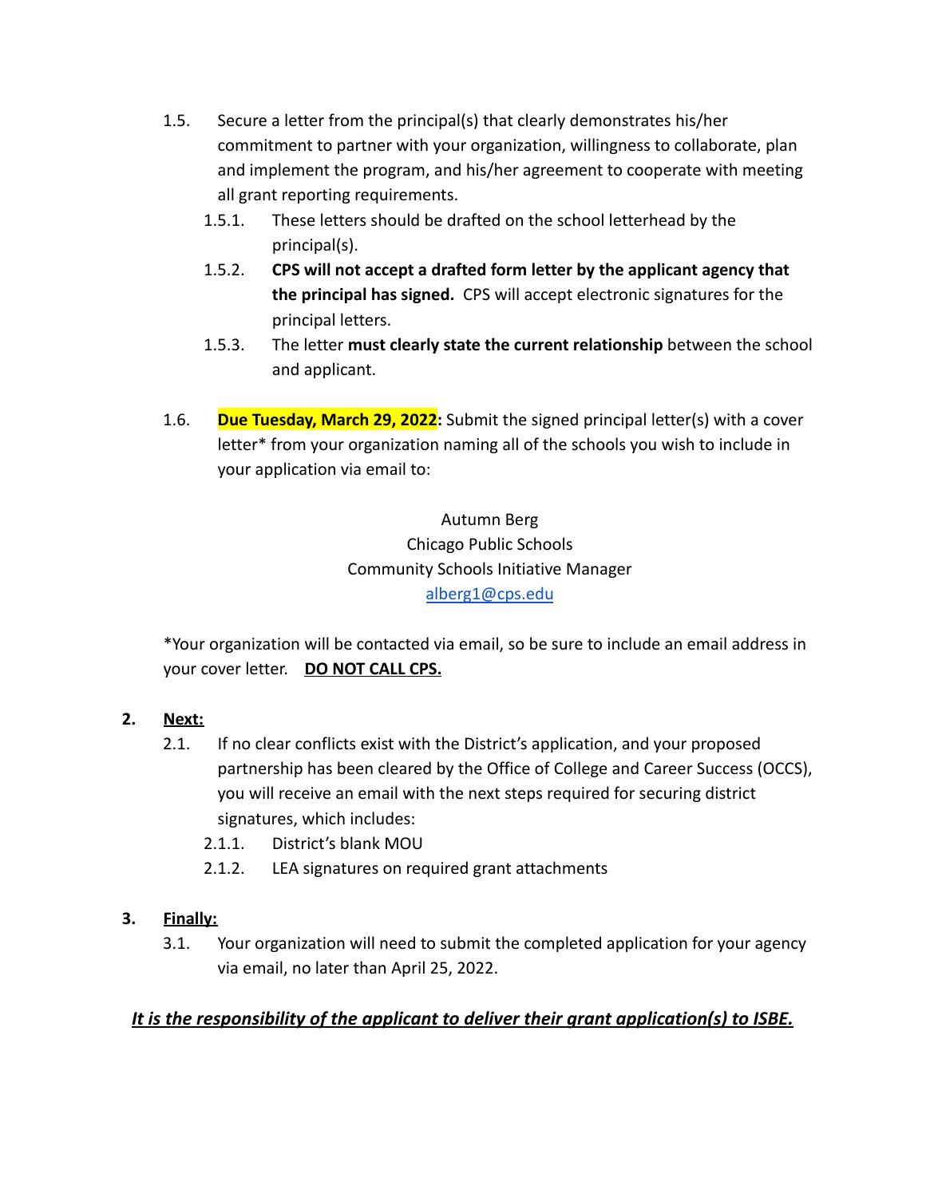1.5. Secure a letter from the principal(s) that clearly demonstrates his/her commitment to partner with your organization, willingness to collaborate, plan and implement the program, and his/her agreement to cooperate with meeting all grant reporting requirements.

   1.5.1. These letters should be drafted on the school letterhead by the principal(s).

   1.5.2. **CPS will not accept a drafted form letter by the applicant agency that the principal has signed.** CPS will accept electronic signatures for the principal letters.

   1.5.3. The letter **must clearly state the current relationship** between the school and applicant.

1.6. **Due Tuesday, March 29, 2022:** Submit the signed principal letter(s) with a cover letter* from your organization naming all of the schools you wish to include in your application via email to:

Autumn Berg
Chicago Public Schools
Community Schools Initiative Manager
alberg1@cps.edu

*Your organization will be contacted via email, so be sure to include an email address in your cover letter. **DO NOT CALL CPS.**

**2. Next:**

2.1. If no clear conflicts exist with the District's application, and your proposed partnership has been cleared by the Office of College and Career Success (OCCS), you will receive an email with the next steps required for securing district signatures, which includes:

   2.1.1. District's blank MOU

   2.1.2. LEA signatures on required grant attachments

**3. Finally:**

3.1. Your organization will need to submit the completed application for your agency via email, no later than April 25, 2022.

***It is the responsibility of the applicant to deliver their grant application(s) to ISBE.***